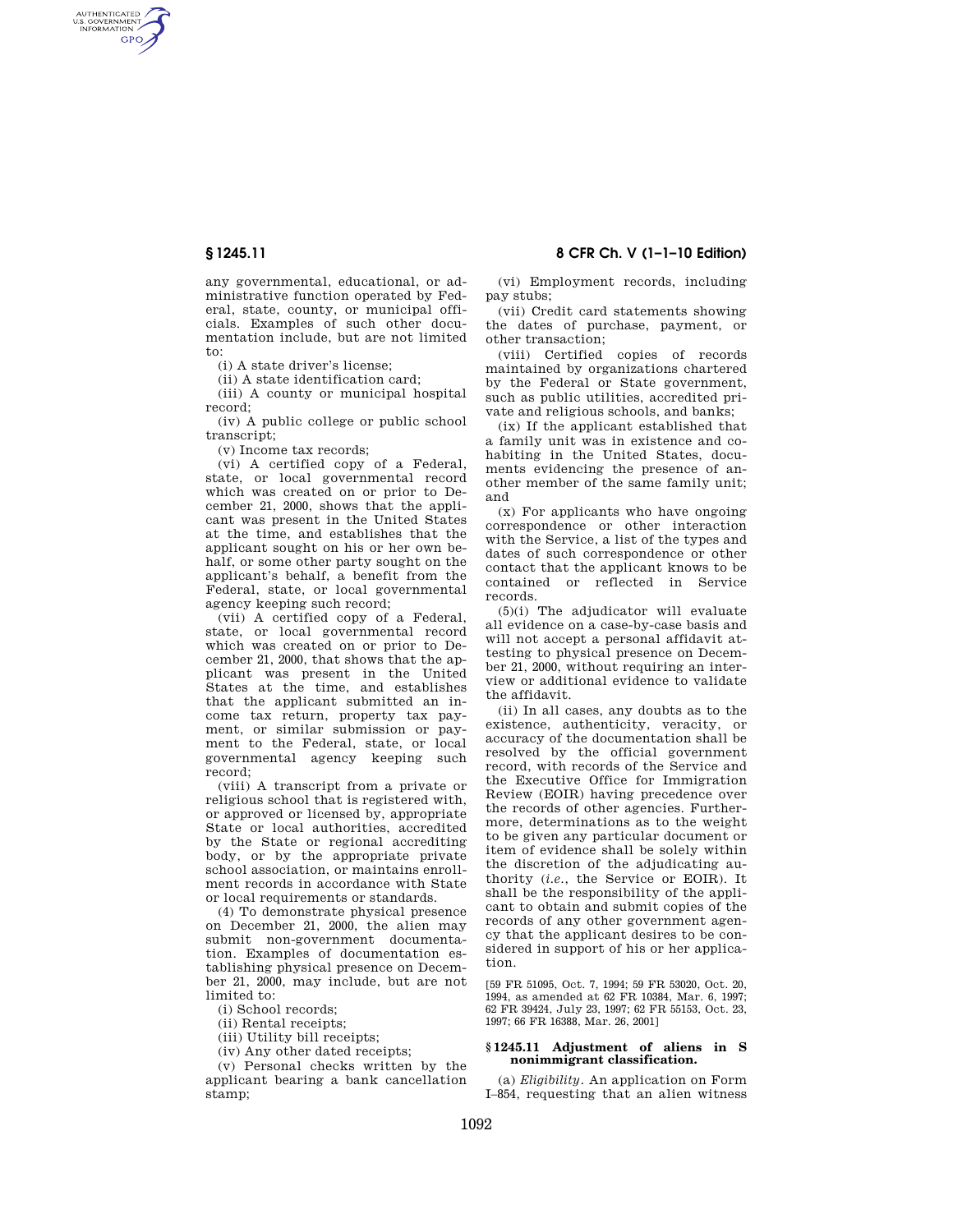any governmental, educational, or administrative function operated by Federal, state, county, or municipal officials. Examples of such other documentation include, but are not limited to:

(i) A state driver's license;

(ii) A state identification card;

(iii) A county or municipal hospital record;

(iv) A public college or public school transcript;

(v) Income tax records;

(vi) A certified copy of a Federal, state, or local governmental record which was created on or prior to December 21, 2000, shows that the applicant was present in the United States at the time, and establishes that the applicant sought on his or her own behalf, or some other party sought on the applicant's behalf, a benefit from the Federal, state, or local governmental agency keeping such record;

(vii) A certified copy of a Federal, state, or local governmental record which was created on or prior to December 21, 2000, that shows that the applicant was present in the United States at the time, and establishes that the applicant submitted an income tax return, property tax payment, or similar submission or payment to the Federal, state, or local governmental agency keeping such record;

(viii) A transcript from a private or religious school that is registered with, or approved or licensed by, appropriate State or local authorities, accredited by the State or regional accrediting body, or by the appropriate private school association, or maintains enrollment records in accordance with State or local requirements or standards.

(4) To demonstrate physical presence on December 21, 2000, the alien may submit non-government documentation. Examples of documentation establishing physical presence on December 21, 2000, may include, but are not limited to:

(i) School records;

(ii) Rental receipts;

(iii) Utility bill receipts;

(iv) Any other dated receipts;

(v) Personal checks written by the applicant bearing a bank cancellation stamp;

(vi) Employment records, including pay stubs;

(vii) Credit card statements showing the dates of purchase, payment, or other transaction;

(viii) Certified copies of records maintained by organizations chartered by the Federal or State government, such as public utilities, accredited private and religious schools, and banks;

(ix) If the applicant established that a family unit was in existence and cohabiting in the United States, documents evidencing the presence of another member of the same family unit; and

(x) For applicants who have ongoing correspondence or other interaction with the Service, a list of the types and dates of such correspondence or other contact that the applicant knows to be contained or reflected in Service records.

(5)(i) The adjudicator will evaluate all evidence on a case-by-case basis and will not accept a personal affidavit attesting to physical presence on December 21, 2000, without requiring an interview or additional evidence to validate the affidavit.

(ii) In all cases, any doubts as to the existence, authenticity, veracity, or accuracy of the documentation shall be resolved by the official government record, with records of the Service and the Executive Office for Immigration Review (EOIR) having precedence over the records of other agencies. Furthermore, determinations as to the weight to be given any particular document or item of evidence shall be solely within the discretion of the adjudicating authority (*i.e.*, the Service or EOIR). It shall be the responsibility of the applicant to obtain and submit copies of the records of any other government agency that the applicant desires to be considered in support of his or her application.

[59 FR 51095, Oct. 7, 1994; 59 FR 53020, Oct. 20, 1994, as amended at 62 FR 10384, Mar. 6, 1997; 62 FR 39424, July 23, 1997; 62 FR 55153, Oct. 23, 1997; 66 FR 16388, Mar. 26, 2001]

## § 1245.11 Adjustment of aliens in S nonimmigrant classification.

(a) *Eligibility*. An application on Form I–854, requesting that an alien witness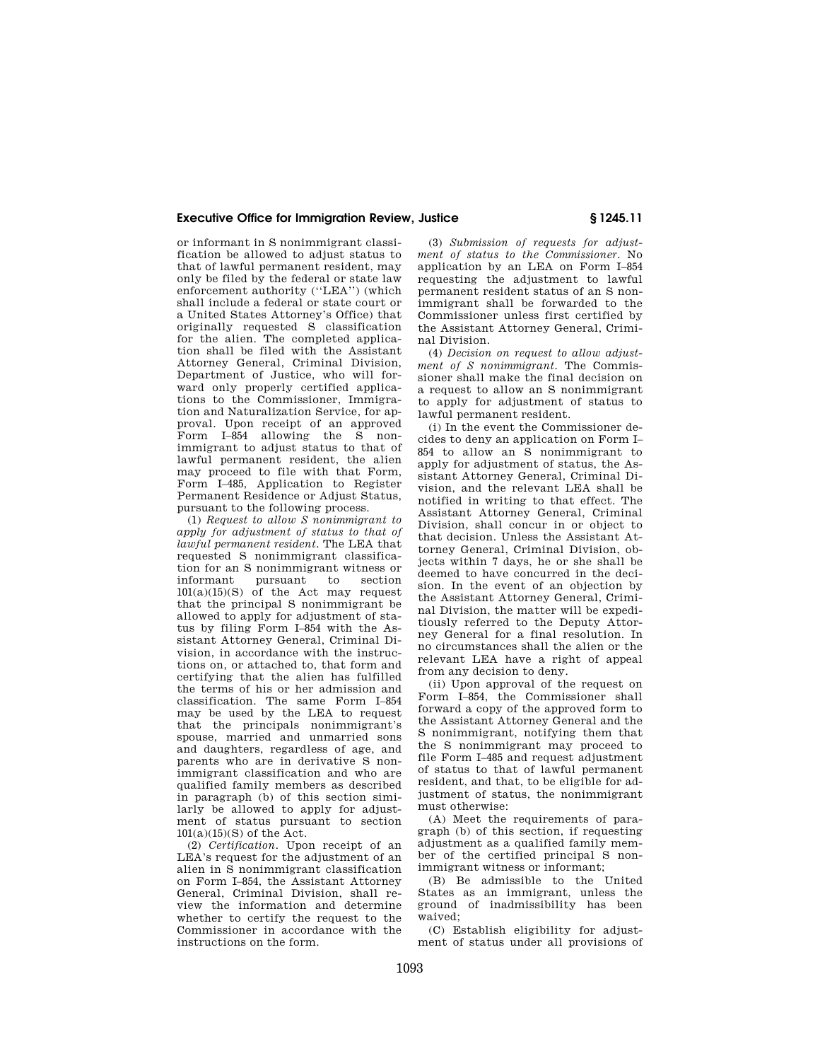or informant in S nonimmigrant classification be allowed to adjust status to that of lawful permanent resident, may only be filed by the federal or state law enforcement authority (''LEA'') (which shall include a federal or state court or a United States Attorney's Office) that originally requested S classification for the alien. The completed application shall be filed with the Assistant Attorney General, Criminal Division, Department of Justice, who will forward only properly certified applications to the Commissioner, Immigration and Naturalization Service, for approval. Upon receipt of an approved Form I–854 allowing the S nonimmigrant to adjust status to that of lawful permanent resident, the alien may proceed to file with that Form, Form I–485, Application to Register Permanent Residence or Adjust Status, pursuant to the following process.

(1) *Request to allow S nonimmigrant to apply for adjustment of status to that of lawful permanent resident.* The LEA that requested S nonimmigrant classification for an S nonimmigrant witness or informant pursuant to section 101(a)(15)(S) of the Act may request that the principal S nonimmigrant be allowed to apply for adjustment of status by filing Form I–854 with the Assistant Attorney General, Criminal Division, in accordance with the instructions on, or attached to, that form and certifying that the alien has fulfilled the terms of his or her admission and classification. The same Form I–854 may be used by the LEA to request that the principals nonimmigrant's spouse, married and unmarried sons and daughters, regardless of age, and parents who are in derivative S nonimmigrant classification and who are qualified family members as described in paragraph (b) of this section similarly be allowed to apply for adjustment of status pursuant to section 101(a)(15)(S) of the Act.

(2) *Certification.* Upon receipt of an LEA's request for the adjustment of an alien in S nonimmigrant classification on Form I–854, the Assistant Attorney General, Criminal Division, shall review the information and determine whether to certify the request to the Commissioner in accordance with the instructions on the form.

(3) *Submission of requests for adjustment of status to the Commissioner.* No application by an LEA on Form I–854 requesting the adjustment to lawful permanent resident status of an S nonimmigrant shall be forwarded to the Commissioner unless first certified by the Assistant Attorney General, Criminal Division.

(4) *Decision on request to allow adjustment of S nonimmigrant.* The Commissioner shall make the final decision on a request to allow an S nonimmigrant to apply for adjustment of status to lawful permanent resident.

(i) In the event the Commissioner decides to deny an application on Form I–854 to allow an S nonimmigrant to apply for adjustment of status, the Assistant Attorney General, Criminal Division, and the relevant LEA shall be notified in writing to that effect. The Assistant Attorney General, Criminal Division, shall concur in or object to that decision. Unless the Assistant Attorney General, Criminal Division, objects within 7 days, he or she shall be deemed to have concurred in the decision. In the event of an objection by the Assistant Attorney General, Criminal Division, the matter will be expeditiously referred to the Deputy Attorney General for a final resolution. In no circumstances shall the alien or the relevant LEA have a right of appeal from any decision to deny.

(ii) Upon approval of the request on Form I–854, the Commissioner shall forward a copy of the approved form to the Assistant Attorney General and the S nonimmigrant, notifying them that the S nonimmigrant may proceed to file Form I–485 and request adjustment of status to that of lawful permanent resident, and that, to be eligible for adjustment of status, the nonimmigrant must otherwise:

(A) Meet the requirements of paragraph (b) of this section, if requesting adjustment as a qualified family member of the certified principal S nonimmigrant witness or informant;

(B) Be admissible to the United States as an immigrant, unless the ground of inadmissibility has been waived;

(C) Establish eligibility for adjustment of status under all provisions of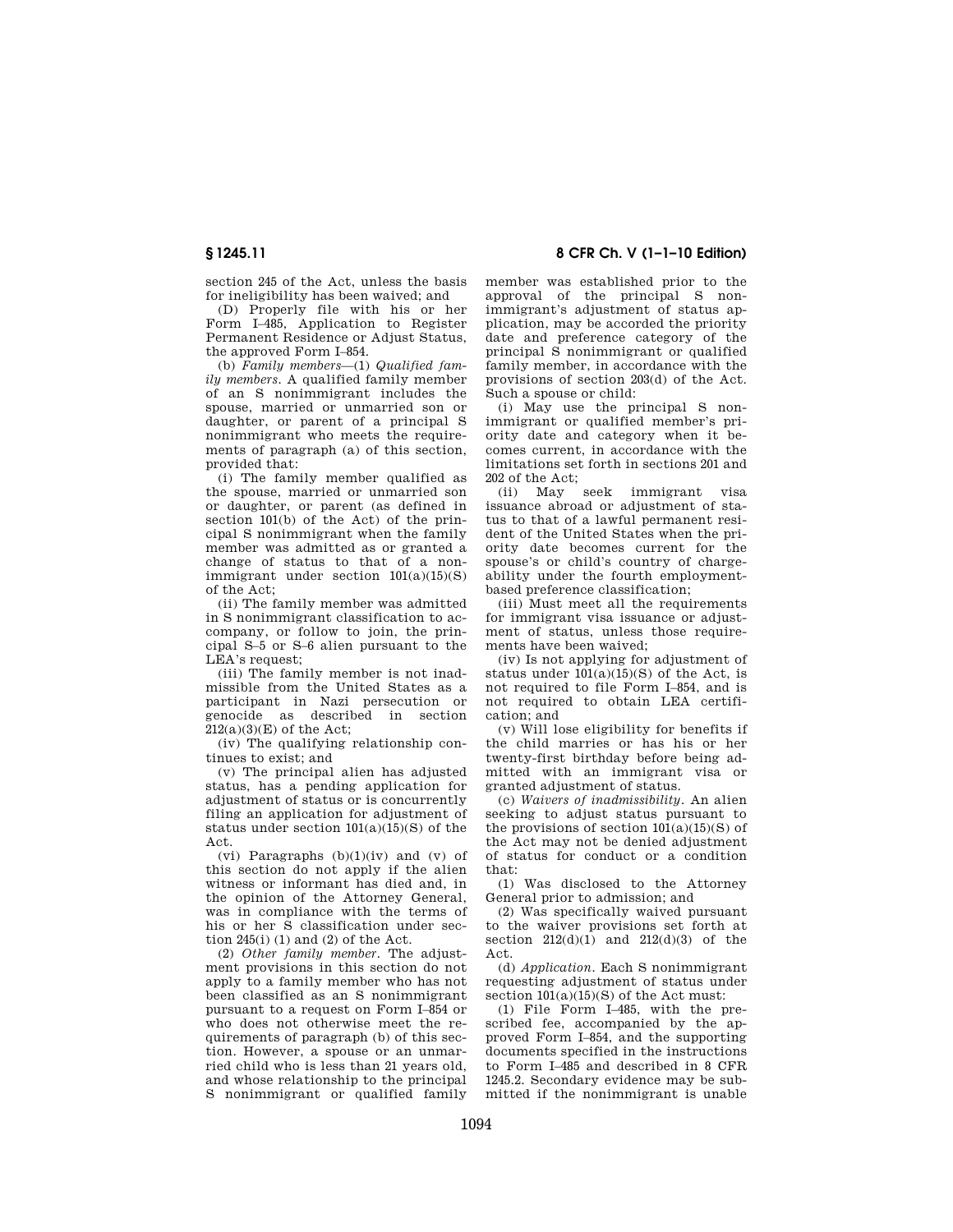section 245 of the Act, unless the basis for ineligibility has been waived; and

(D) Properly file with his or her Form I–485, Application to Register Permanent Residence or Adjust Status, the approved Form I–854.

(b) *Family members*—(1) *Qualified family members.* A qualified family member of an S nonimmigrant includes the spouse, married or unmarried son or daughter, or parent of a principal S nonimmigrant who meets the requirements of paragraph (a) of this section, provided that:

(i) The family member qualified as the spouse, married or unmarried son or daughter, or parent (as defined in section 101(b) of the Act) of the principal S nonimmigrant when the family member was admitted as or granted a change of status to that of a nonimmigrant under section 101(a)(15)(S) of the Act;

(ii) The family member was admitted in S nonimmigrant classification to accompany, or follow to join, the principal S–5 or S–6 alien pursuant to the LEA's request;

(iii) The family member is not inadmissible from the United States as a participant in Nazi persecution or genocide as described in section 212(a)(3)(E) of the Act;

(iv) The qualifying relationship continues to exist; and

(v) The principal alien has adjusted status, has a pending application for adjustment of status or is concurrently filing an application for adjustment of status under section 101(a)(15)(S) of the Act.

(vi) Paragraphs (b)(1)(iv) and (v) of this section do not apply if the alien witness or informant has died and, in the opinion of the Attorney General, was in compliance with the terms of his or her S classification under section 245(i) (1) and (2) of the Act.

(2) *Other family member.* The adjustment provisions in this section do not apply to a family member who has not been classified as an S nonimmigrant pursuant to a request on Form I–854 or who does not otherwise meet the requirements of paragraph (b) of this section. However, a spouse or an unmarried child who is less than 21 years old, and whose relationship to the principal S nonimmigrant or qualified family member was established prior to the approval of the principal S nonimmigrant's adjustment of status application, may be accorded the priority date and preference category of the principal S nonimmigrant or qualified family member, in accordance with the provisions of section 203(d) of the Act. Such a spouse or child:

(i) May use the principal S nonimmigrant or qualified member's priority date and category when it becomes current, in accordance with the limitations set forth in sections 201 and 202 of the Act;

(ii) May seek immigrant visa issuance abroad or adjustment of status to that of a lawful permanent resident of the United States when the priority date becomes current for the spouse's or child's country of chargeability under the fourth employment-based preference classification;

(iii) Must meet all the requirements for immigrant visa issuance or adjustment of status, unless those requirements have been waived;

(iv) Is not applying for adjustment of status under 101(a)(15)(S) of the Act, is not required to file Form I–854, and is not required to obtain LEA certification; and

(v) Will lose eligibility for benefits if the child marries or has his or her twenty-first birthday before being admitted with an immigrant visa or granted adjustment of status.

(c) *Waivers of inadmissibility.* An alien seeking to adjust status pursuant to the provisions of section 101(a)(15)(S) of the Act may not be denied adjustment of status for conduct or a condition that:

(1) Was disclosed to the Attorney General prior to admission; and

(2) Was specifically waived pursuant to the waiver provisions set forth at section 212(d)(1) and 212(d)(3) of the Act.

(d) *Application.* Each S nonimmigrant requesting adjustment of status under section 101(a)(15)(S) of the Act must:

(1) File Form I–485, with the prescribed fee, accompanied by the approved Form I–854, and the supporting documents specified in the instructions to Form I–485 and described in 8 CFR 1245.2. Secondary evidence may be submitted if the nonimmigrant is unable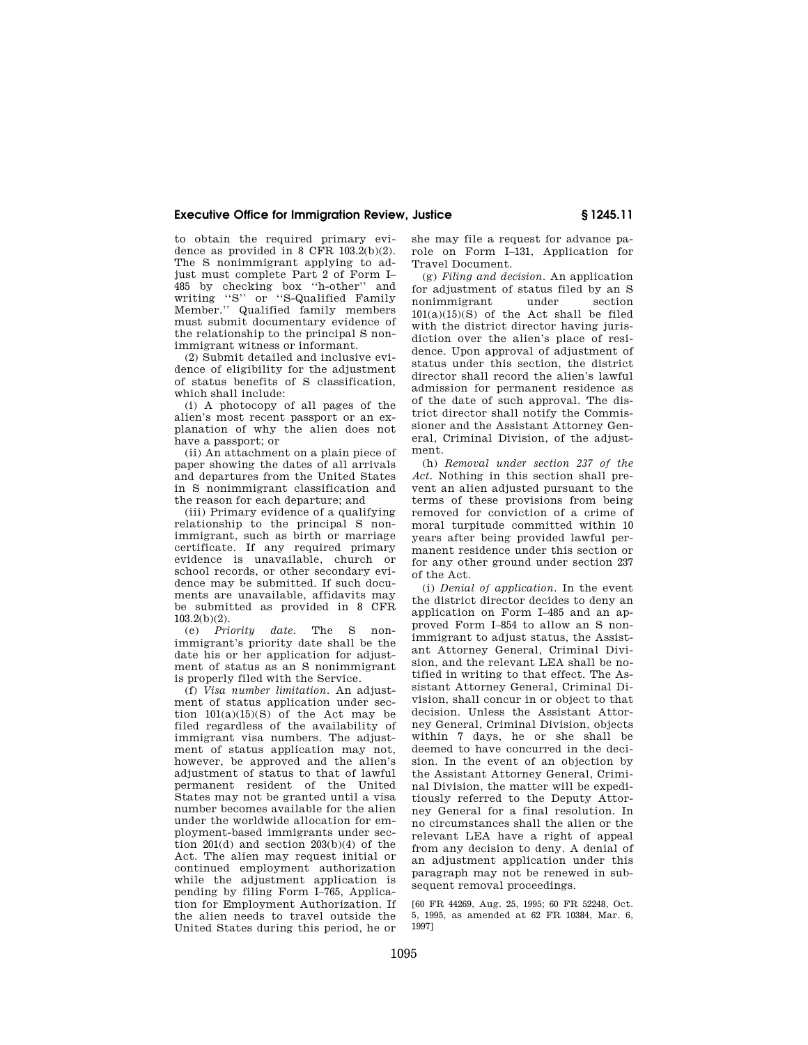to obtain the required primary evidence as provided in 8 CFR 103.2(b)(2). The S nonimmigrant applying to adjust must complete Part 2 of Form I–485 by checking box ''h-other'' and writing ''S'' or ''S-Qualified Family Member.'' Qualified family members must submit documentary evidence of the relationship to the principal S nonimmigrant witness or informant.

(2) Submit detailed and inclusive evidence of eligibility for the adjustment of status benefits of S classification, which shall include:

(i) A photocopy of all pages of the alien's most recent passport or an explanation of why the alien does not have a passport; or

(ii) An attachment on a plain piece of paper showing the dates of all arrivals and departures from the United States in S nonimmigrant classification and the reason for each departure; and

(iii) Primary evidence of a qualifying relationship to the principal S nonimmigrant, such as birth or marriage certificate. If any required primary evidence is unavailable, church or school records, or other secondary evidence may be submitted. If such documents are unavailable, affidavits may be submitted as provided in 8 CFR 103.2(b)(2).

(e) *Priority date.* The S nonimmigrant's priority date shall be the date his or her application for adjustment of status as an S nonimmigrant is properly filed with the Service.

(f) *Visa number limitation.* An adjustment of status application under section 101(a)(15)(S) of the Act may be filed regardless of the availability of immigrant visa numbers. The adjustment of status application may not, however, be approved and the alien's adjustment of status to that of lawful permanent resident of the United States may not be granted until a visa number becomes available for the alien under the worldwide allocation for employment-based immigrants under section 201(d) and section 203(b)(4) of the Act. The alien may request initial or continued employment authorization while the adjustment application is pending by filing Form I–765, Application for Employment Authorization. If the alien needs to travel outside the United States during this period, he or she may file a request for advance parole on Form I–131, Application for Travel Document.

(g) *Filing and decision.* An application for adjustment of status filed by an S nonimmigrant under section 101(a)(15)(S) of the Act shall be filed with the district director having jurisdiction over the alien's place of residence. Upon approval of adjustment of status under this section, the district director shall record the alien's lawful admission for permanent residence as of the date of such approval. The district director shall notify the Commissioner and the Assistant Attorney General, Criminal Division, of the adjustment.

(h) *Removal under section 237 of the Act.* Nothing in this section shall prevent an alien adjusted pursuant to the terms of these provisions from being removed for conviction of a crime of moral turpitude committed within 10 years after being provided lawful permanent residence under this section or for any other ground under section 237 of the Act.

(i) *Denial of application.* In the event the district director decides to deny an application on Form I–485 and an approved Form I–854 to allow an S nonimmigrant to adjust status, the Assistant Attorney General, Criminal Division, and the relevant LEA shall be notified in writing to that effect. The Assistant Attorney General, Criminal Division, shall concur in or object to that decision. Unless the Assistant Attorney General, Criminal Division, objects within 7 days, he or she shall be deemed to have concurred in the decision. In the event of an objection by the Assistant Attorney General, Criminal Division, the matter will be expeditiously referred to the Deputy Attorney General for a final resolution. In no circumstances shall the alien or the relevant LEA have a right of appeal from any decision to deny. A denial of an adjustment application under this paragraph may not be renewed in subsequent removal proceedings.

[60 FR 44269, Aug. 25, 1995; 60 FR 52248, Oct. 5, 1995, as amended at 62 FR 10384, Mar. 6, 1997]